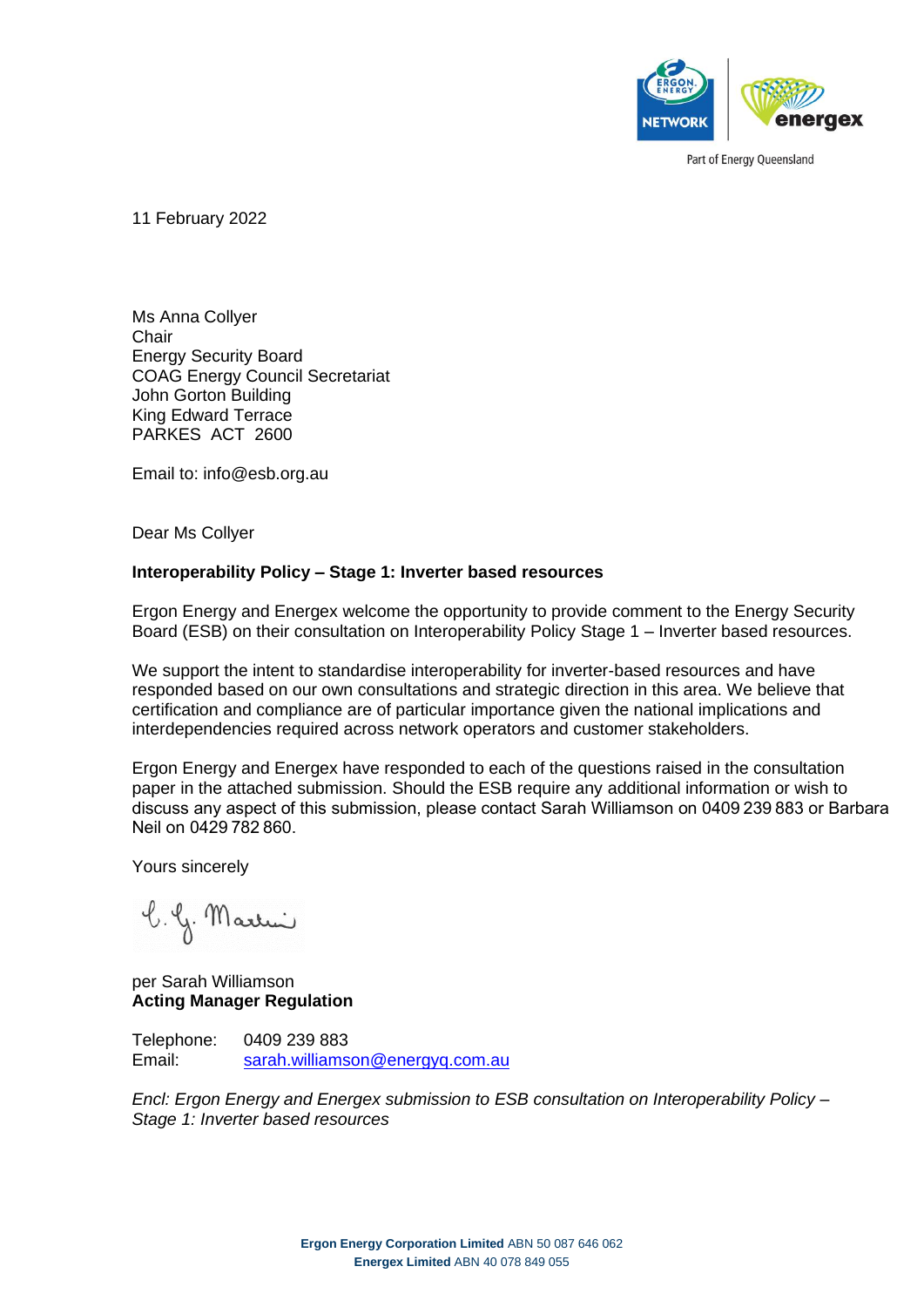Part of Energy Queensland

11 February 2022

Ms Anna Collyer
Chair
Energy Security Board
COAG Energy Council Secretariat
John Gorton Building
King Edward Terrace
PARKES ACT 2600

Email to: info@esb.org.au

Dear Ms Collyer

**Interoperability Policy – Stage 1: Inverter based resources**

Ergon Energy and Energex welcome the opportunity to provide comment to the Energy Security Board (ESB) on their consultation on Interoperability Policy Stage 1 – Inverter based resources.

We support the intent to standardise interoperability for inverter-based resources and have responded based on our own consultations and strategic direction in this area. We believe that certification and compliance are of particular importance given the national implications and interdependencies required across network operators and customer stakeholders.

Ergon Energy and Energex have responded to each of the questions raised in the consultation paper in the attached submission. Should the ESB require any additional information or wish to discuss any aspect of this submission, please contact Sarah Williamson on 0409 239 883 or Barbara Neil on 0429 782 860.

Yours sincerely

per Sarah Williamson
**Acting Manager Regulation**

Telephone: 0409 239 883
Email: sarah.williamson@energyq.com.au

*Encl: Ergon Energy and Energex submission to ESB consultation on Interoperability Policy – Stage 1: Inverter based resources*

**Ergon Energy Corporation Limited** ABN 50 087 646 062
**Energex Limited** ABN 40 078 849 055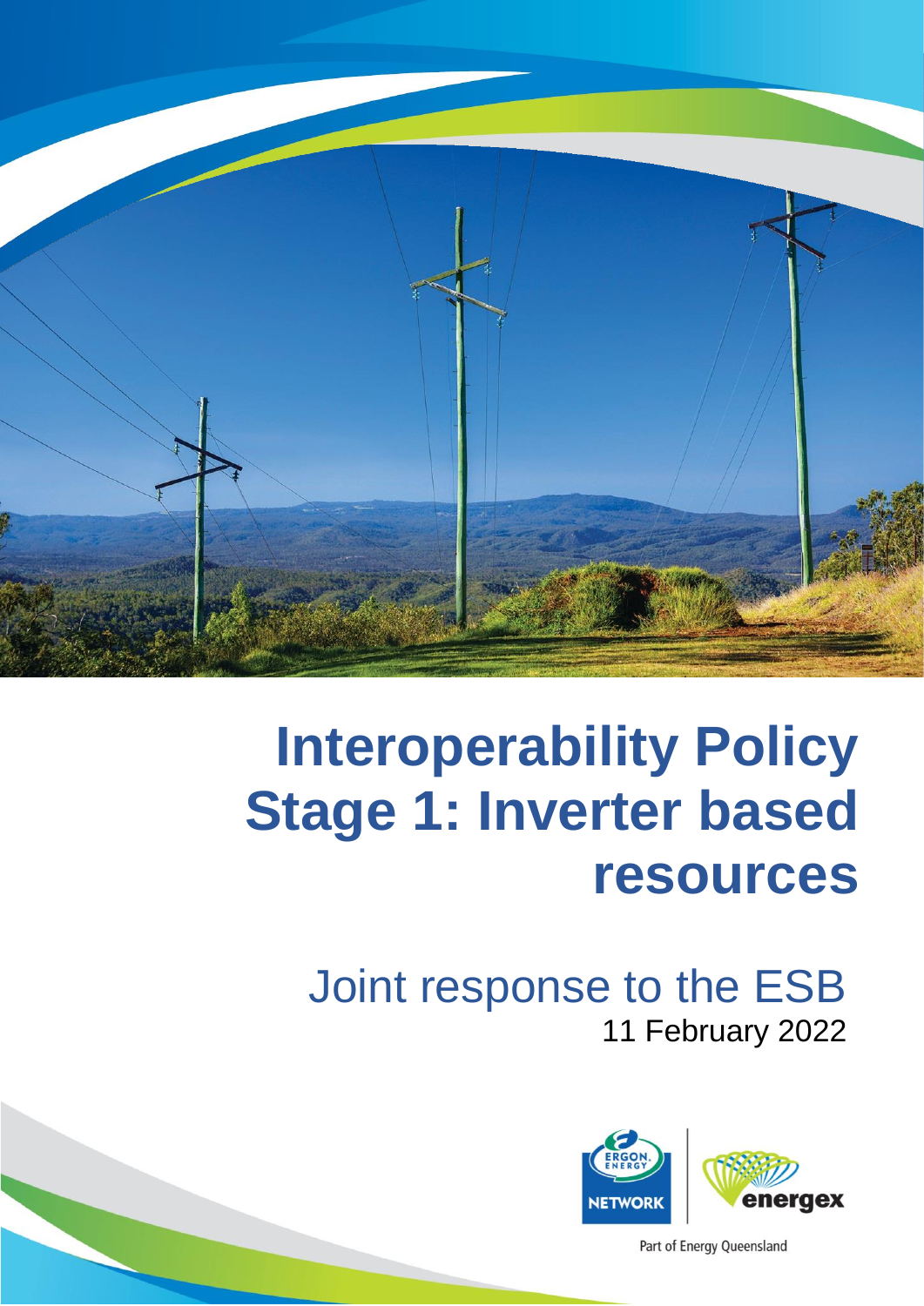# Interoperability Policy Stage 1: Inverter based resources

## Joint response to the ESB

11 February 2022

Part of Energy Queensland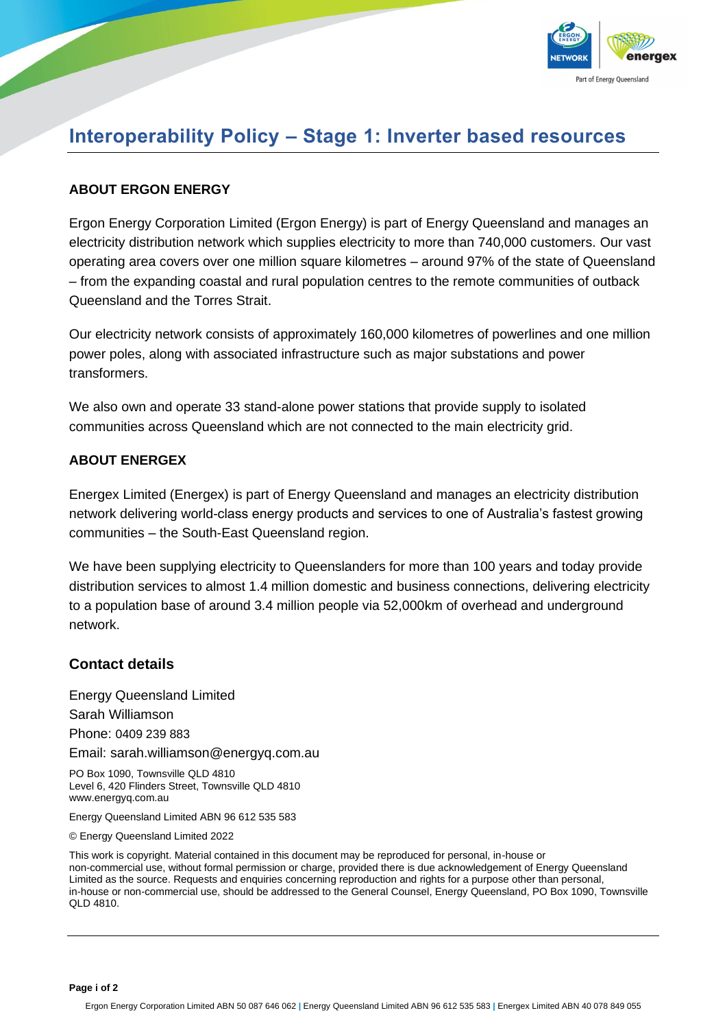# Interoperability Policy – Stage 1: Inverter based resources

### ABOUT ERGON ENERGY

Ergon Energy Corporation Limited (Ergon Energy) is part of Energy Queensland and manages an electricity distribution network which supplies electricity to more than 740,000 customers. Our vast operating area covers over one million square kilometres – around 97% of the state of Queensland – from the expanding coastal and rural population centres to the remote communities of outback Queensland and the Torres Strait.

Our electricity network consists of approximately 160,000 kilometres of powerlines and one million power poles, along with associated infrastructure such as major substations and power transformers.

We also own and operate 33 stand-alone power stations that provide supply to isolated communities across Queensland which are not connected to the main electricity grid.

### ABOUT ENERGEX

Energex Limited (Energex) is part of Energy Queensland and manages an electricity distribution network delivering world-class energy products and services to one of Australia's fastest growing communities – the South-East Queensland region.

We have been supplying electricity to Queenslanders for more than 100 years and today provide distribution services to almost 1.4 million domestic and business connections, delivering electricity to a population base of around 3.4 million people via 52,000km of overhead and underground network.

## Contact details

Energy Queensland Limited
Sarah Williamson
Phone: 0409 239 883
Email: sarah.williamson@energyq.com.au

PO Box 1090, Townsville QLD 4810
Level 6, 420 Flinders Street, Townsville QLD 4810
www.energyq.com.au

Energy Queensland Limited ABN 96 612 535 583

© Energy Queensland Limited 2022

This work is copyright. Material contained in this document may be reproduced for personal, in-house or non-commercial use, without formal permission or charge, provided there is due acknowledgement of Energy Queensland Limited as the source. Requests and enquiries concerning reproduction and rights for a purpose other than personal, in-house or non-commercial use, should be addressed to the General Counsel, Energy Queensland, PO Box 1090, Townsville QLD 4810.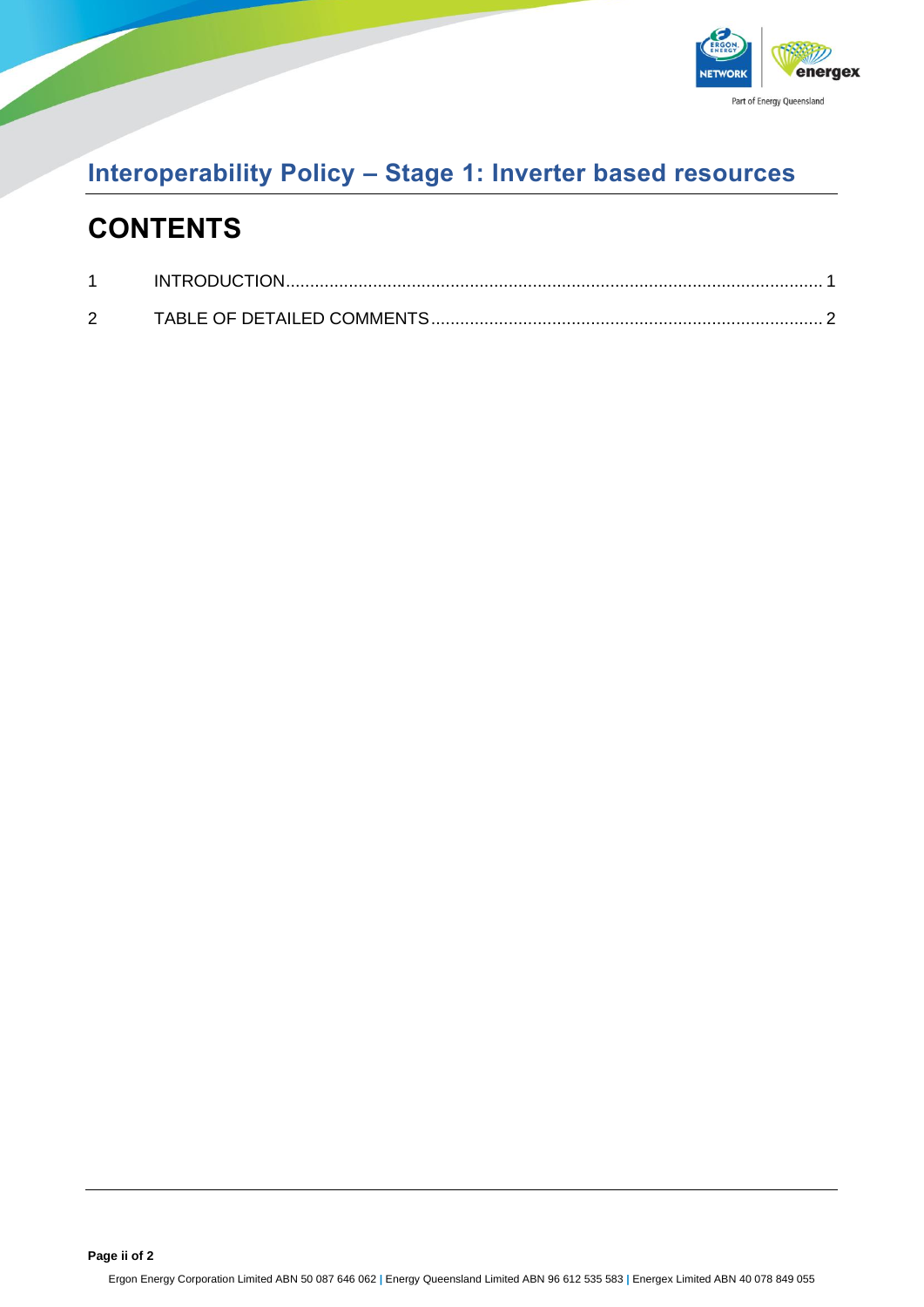## Interoperability Policy – Stage 1: Inverter based resources

# CONTENTS

| | | |
|---|---|---|
| 1 | INTRODUCTION | 1 |
| 2 | TABLE OF DETAILED COMMENTS | 2 |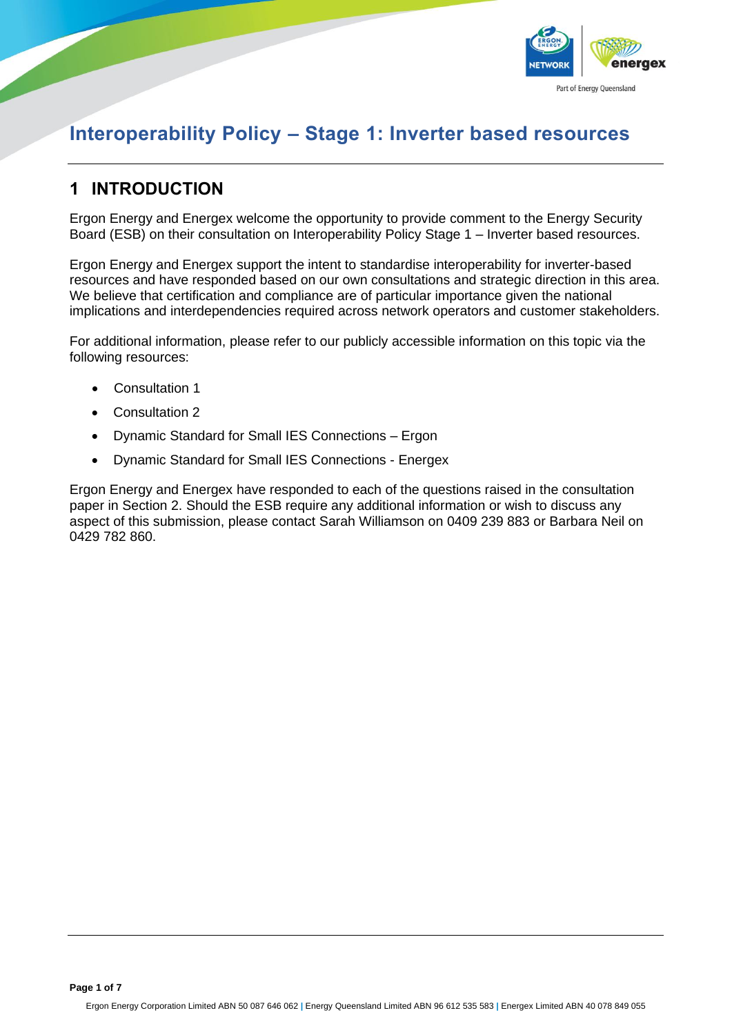# Interoperability Policy – Stage 1: Inverter based resources

## 1 INTRODUCTION

Ergon Energy and Energex welcome the opportunity to provide comment to the Energy Security Board (ESB) on their consultation on Interoperability Policy Stage 1 – Inverter based resources.

Ergon Energy and Energex support the intent to standardise interoperability for inverter-based resources and have responded based on our own consultations and strategic direction in this area. We believe that certification and compliance are of particular importance given the national implications and interdependencies required across network operators and customer stakeholders.

For additional information, please refer to our publicly accessible information on this topic via the following resources:

- Consultation 1
- Consultation 2
- Dynamic Standard for Small IES Connections – Ergon
- Dynamic Standard for Small IES Connections - Energex

Ergon Energy and Energex have responded to each of the questions raised in the consultation paper in Section 2. Should the ESB require any additional information or wish to discuss any aspect of this submission, please contact Sarah Williamson on 0409 239 883 or Barbara Neil on 0429 782 860.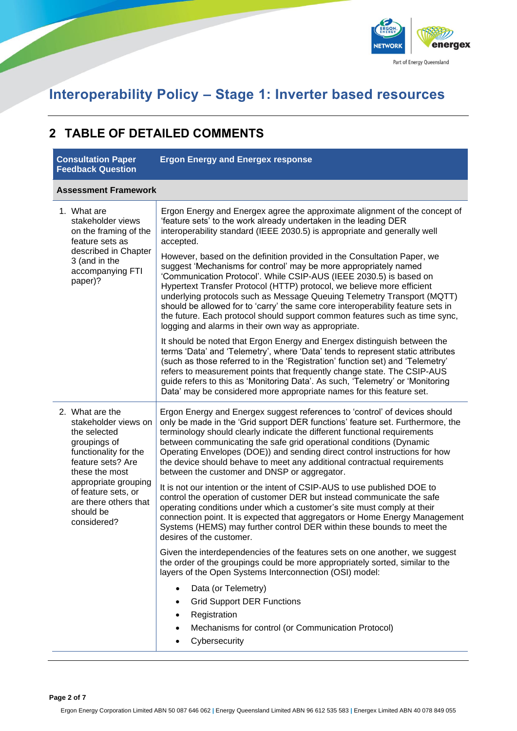# Interoperability Policy – Stage 1: Inverter based resources

## 2 TABLE OF DETAILED COMMENTS

| Consultation Paper Feedback Question | Ergon Energy and Energex response |
|---|---|
| **Assessment Framework** | |
| 1. What are stakeholder views on the framing of the feature sets as described in Chapter 3 (and in the accompanying FTI paper)? | Ergon Energy and Energex agree the approximate alignment of the concept of 'feature sets' to the work already undertaken in the leading DER interoperability standard (IEEE 2030.5) is appropriate and generally well accepted.<br><br>However, based on the definition provided in the Consultation Paper, we suggest 'Mechanisms for control' may be more appropriately named 'Communication Protocol'. While CSIP-AUS (IEEE 2030.5) is based on Hypertext Transfer Protocol (HTTP) protocol, we believe more efficient underlying protocols such as Message Queuing Telemetry Transport (MQTT) should be allowed for to 'carry' the same core interoperability feature sets in the future. Each protocol should support common features such as time sync, logging and alarms in their own way as appropriate.<br><br>It should be noted that Ergon Energy and Energex distinguish between the terms 'Data' and 'Telemetry', where 'Data' tends to represent static attributes (such as those referred to in the 'Registration' function set) and 'Telemetry' refers to measurement points that frequently change state. The CSIP-AUS guide refers to this as 'Monitoring Data'. As such, 'Telemetry' or 'Monitoring Data' may be considered more appropriate names for this feature set. |
| 2. What are the stakeholder views on the selected groupings of functionality for the feature sets? Are these the most appropriate grouping of feature sets, or are there others that should be considered? | Ergon Energy and Energex suggest references to 'control' of devices should only be made in the 'Grid support DER functions' feature set. Furthermore, the terminology should clearly indicate the different functional requirements between communicating the safe grid operational conditions (Dynamic Operating Envelopes (DOE)) and sending direct control instructions for how the device should behave to meet any additional contractual requirements between the customer and DNSP or aggregator.<br><br>It is not our intention or the intent of CSIP-AUS to use published DOE to control the operation of customer DER but instead communicate the safe operating conditions under which a customer's site must comply at their connection point. It is expected that aggregators or Home Energy Management Systems (HEMS) may further control DER within these bounds to meet the desires of the customer.<br><br>Given the interdependencies of the features sets on one another, we suggest the order of the groupings could be more appropriately sorted, similar to the layers of the Open Systems Interconnection (OSI) model:<br>• Data (or Telemetry)<br>• Grid Support DER Functions<br>• Registration<br>• Mechanisms for control (or Communication Protocol)<br>• Cybersecurity |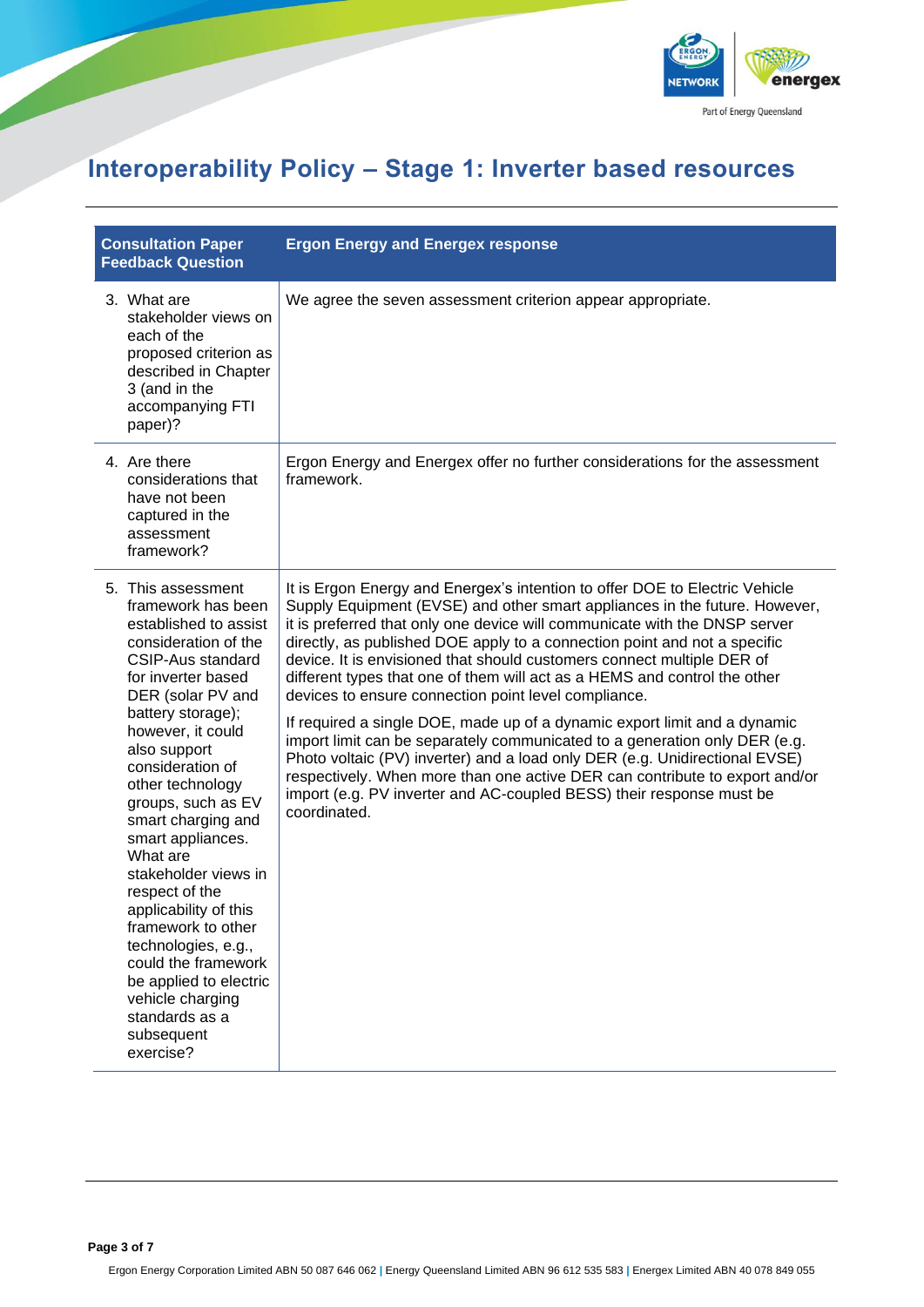# Interoperability Policy – Stage 1: Inverter based resources

| Consultation Paper Feedback Question | Ergon Energy and Energex response |
| --- | --- |
| 3. What are stakeholder views on each of the proposed criterion as described in Chapter 3 (and in the accompanying FTI paper)? | We agree the seven assessment criterion appear appropriate. |
| 4. Are there considerations that have not been captured in the assessment framework? | Ergon Energy and Energex offer no further considerations for the assessment framework. |
| 5. This assessment framework has been established to assist consideration of the CSIP-Aus standard for inverter based DER (solar PV and battery storage); however, it could also support consideration of other technology groups, such as EV smart charging and smart appliances. What are stakeholder views in respect of the applicability of this framework to other technologies, e.g., could the framework be applied to electric vehicle charging standards as a subsequent exercise? | It is Ergon Energy and Energex's intention to offer DOE to Electric Vehicle Supply Equipment (EVSE) and other smart appliances in the future. However, it is preferred that only one device will communicate with the DNSP server directly, as published DOE apply to a connection point and not a specific device. It is envisioned that should customers connect multiple DER of different types that one of them will act as a HEMS and control the other devices to ensure connection point level compliance.<br><br>If required a single DOE, made up of a dynamic export limit and a dynamic import limit can be separately communicated to a generation only DER (e.g. Photo voltaic (PV) inverter) and a load only DER (e.g. Unidirectional EVSE) respectively. When more than one active DER can contribute to export and/or import (e.g. PV inverter and AC-coupled BESS) their response must be coordinated. |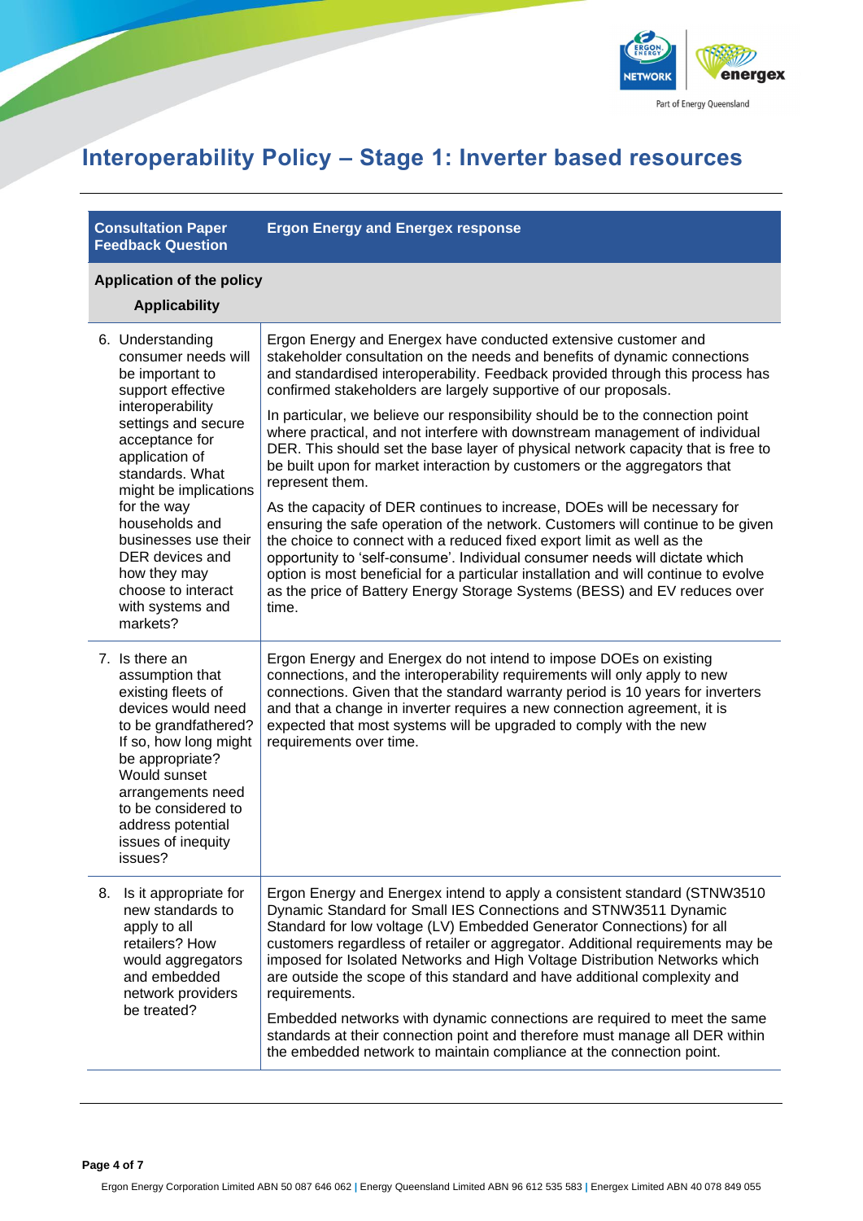# Interoperability Policy – Stage 1: Inverter based resources

| Consultation Paper Feedback Question | Ergon Energy and Energex response |
| --- | --- |
| **Application of the policy** | |
| **Applicability** | |
| 6. Understanding consumer needs will be important to support effective interoperability settings and secure acceptance for application of standards. What might be implications for the way households and businesses use their DER devices and how they may choose to interact with systems and markets? | Ergon Energy and Energex have conducted extensive customer and stakeholder consultation on the needs and benefits of dynamic connections and standardised interoperability. Feedback provided through this process has confirmed stakeholders are largely supportive of our proposals.<br><br>In particular, we believe our responsibility should be to the connection point where practical, and not interfere with downstream management of individual DER. This should set the base layer of physical network capacity that is free to be built upon for market interaction by customers or the aggregators that represent them.<br><br>As the capacity of DER continues to increase, DOEs will be necessary for ensuring the safe operation of the network. Customers will continue to be given the choice to connect with a reduced fixed export limit as well as the opportunity to 'self-consume'. Individual consumer needs will dictate which option is most beneficial for a particular installation and will continue to evolve as the price of Battery Energy Storage Systems (BESS) and EV reduces over time. |
| 7. Is there an assumption that existing fleets of devices would need to be grandfathered? If so, how long might be appropriate? Would sunset arrangements need to be considered to address potential issues of inequity issues? | Ergon Energy and Energex do not intend to impose DOEs on existing connections, and the interoperability requirements will only apply to new connections. Given that the standard warranty period is 10 years for inverters and that a change in inverter requires a new connection agreement, it is expected that most systems will be upgraded to comply with the new requirements over time. |
| 8. Is it appropriate for new standards to apply to all retailers? How would aggregators and embedded network providers be treated? | Ergon Energy and Energex intend to apply a consistent standard (STNW3510 Dynamic Standard for Small IES Connections and STNW3511 Dynamic Standard for low voltage (LV) Embedded Generator Connections) for all customers regardless of retailer or aggregator. Additional requirements may be imposed for Isolated Networks and High Voltage Distribution Networks which are outside the scope of this standard and have additional complexity and requirements.<br><br>Embedded networks with dynamic connections are required to meet the same standards at their connection point and therefore must manage all DER within the embedded network to maintain compliance at the connection point. |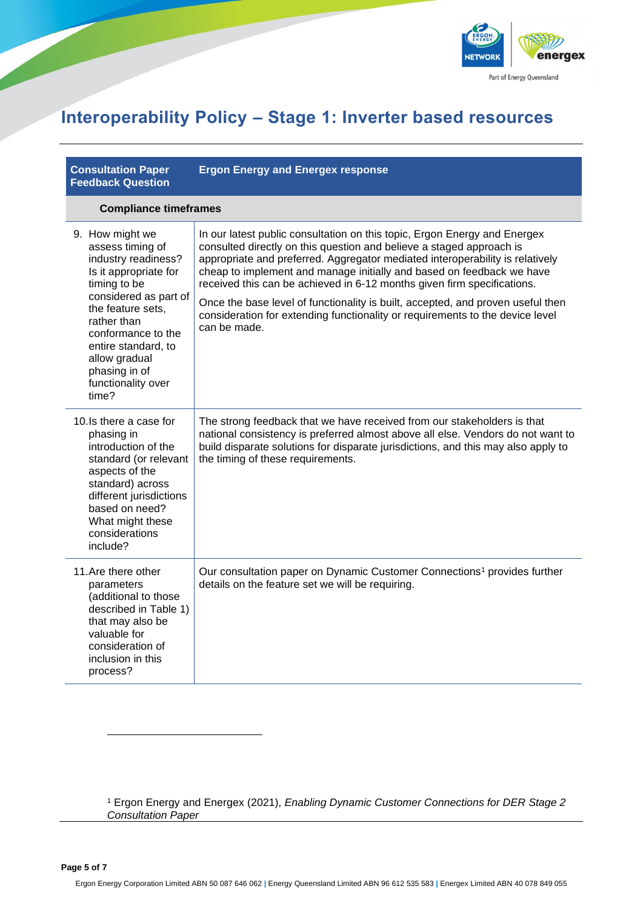| Consultation Paper Feedback Question | Ergon Energy and Energex response |
| --- | --- |
| **Compliance timeframes** | |
| 9. How might we assess timing of industry readiness? Is it appropriate for timing to be considered as part of the feature sets, rather than conformance to the entire standard, to allow gradual phasing in of functionality over time? | In our latest public consultation on this topic, Ergon Energy and Energex consulted directly on this question and believe a staged approach is appropriate and preferred. Aggregator mediated interoperability is relatively cheap to implement and manage initially and based on feedback we have received this can be achieved in 6-12 months given firm specifications.<br><br>Once the base level of functionality is built, accepted, and proven useful then consideration for extending functionality or requirements to the device level can be made. |
| 10. Is there a case for phasing in introduction of the standard (or relevant aspects of the standard) across different jurisdictions based on need? What might these considerations include? | The strong feedback that we have received from our stakeholders is that national consistency is preferred almost above all else. Vendors do not want to build disparate solutions for disparate jurisdictions, and this may also apply to the timing of these requirements. |
| 11. Are there other parameters (additional to those described in Table 1) that may also be valuable for consideration of inclusion in this process? | Our consultation paper on Dynamic Customer Connections[1] provides further details on the feature set we will be requiring. |

[1] Ergon Energy and Energex (2021), *Enabling Dynamic Customer Connections for DER Stage 2 Consultation Paper*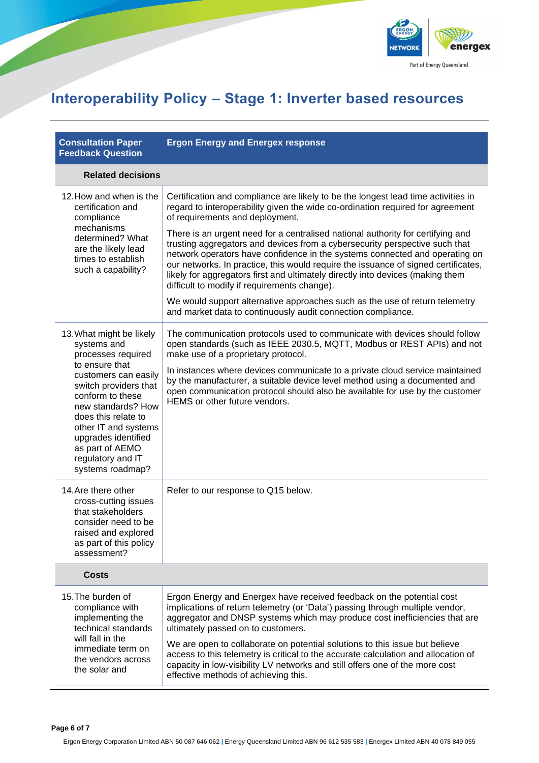# Interoperability Policy – Stage 1: Inverter based resources

| Consultation Paper Feedback Question | Ergon Energy and Energex response |
| --- | --- |
| **Related decisions** | |
| 12. How and when is the certification and compliance mechanisms determined? What are the likely lead times to establish such a capability? | Certification and compliance are likely to be the longest lead time activities in regard to interoperability given the wide co-ordination required for agreement of requirements and deployment.<br><br>There is an urgent need for a centralised national authority for certifying and trusting aggregators and devices from a cybersecurity perspective such that network operators have confidence in the systems connected and operating on our networks. In practice, this would require the issuance of signed certificates, likely for aggregators first and ultimately directly into devices (making them difficult to modify if requirements change).<br><br>We would support alternative approaches such as the use of return telemetry and market data to continuously audit connection compliance. |
| 13. What might be likely systems and processes required to ensure that customers can easily switch providers that conform to these new standards? How does this relate to other IT and systems upgrades identified as part of AEMO regulatory and IT systems roadmap? | The communication protocols used to communicate with devices should follow open standards (such as IEEE 2030.5, MQTT, Modbus or REST APIs) and not make use of a proprietary protocol.<br><br>In instances where devices communicate to a private cloud service maintained by the manufacturer, a suitable device level method using a documented and open communication protocol should also be available for use by the customer HEMS or other future vendors. |
| 14. Are there other cross-cutting issues that stakeholders consider need to be raised and explored as part of this policy assessment? | Refer to our response to Q15 below. |
| **Costs** | |
| 15. The burden of compliance with implementing the technical standards will fall in the immediate term on the vendors across the solar and | Ergon Energy and Energex have received feedback on the potential cost implications of return telemetry (or 'Data') passing through multiple vendor, aggregator and DNSP systems which may produce cost inefficiencies that are ultimately passed on to customers.<br><br>We are open to collaborate on potential solutions to this issue but believe access to this telemetry is critical to the accurate calculation and allocation of capacity in low-visibility LV networks and still offers one of the more cost effective methods of achieving this. |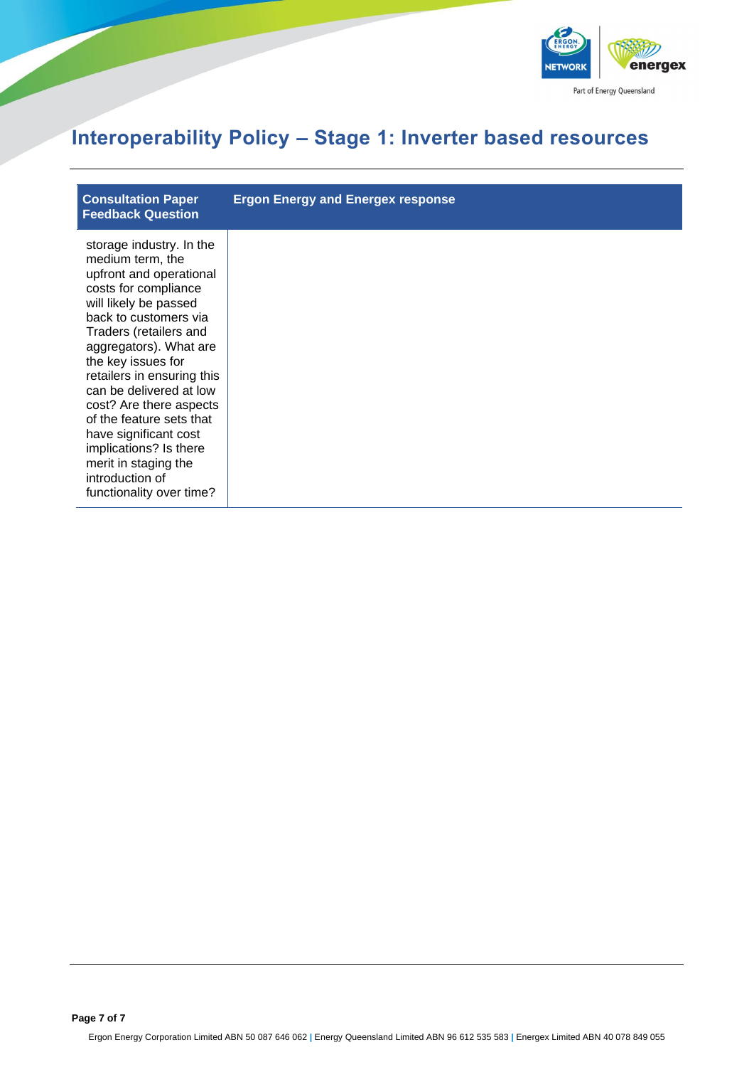# Interoperability Policy – Stage 1: Inverter based resources

| Consultation Paper Feedback Question | Ergon Energy and Energex response |
| --- | --- |
| storage industry. In the medium term, the upfront and operational costs for compliance will likely be passed back to customers via Traders (retailers and aggregators). What are the key issues for retailers in ensuring this can be delivered at low cost? Are there aspects of the feature sets that have significant cost implications? Is there merit in staging the introduction of functionality over time? | |

Ergon Energy Corporation Limited ABN 50 087 646 062 | Energy Queensland Limited ABN 96 612 535 583 | Energex Limited ABN 40 078 849 055